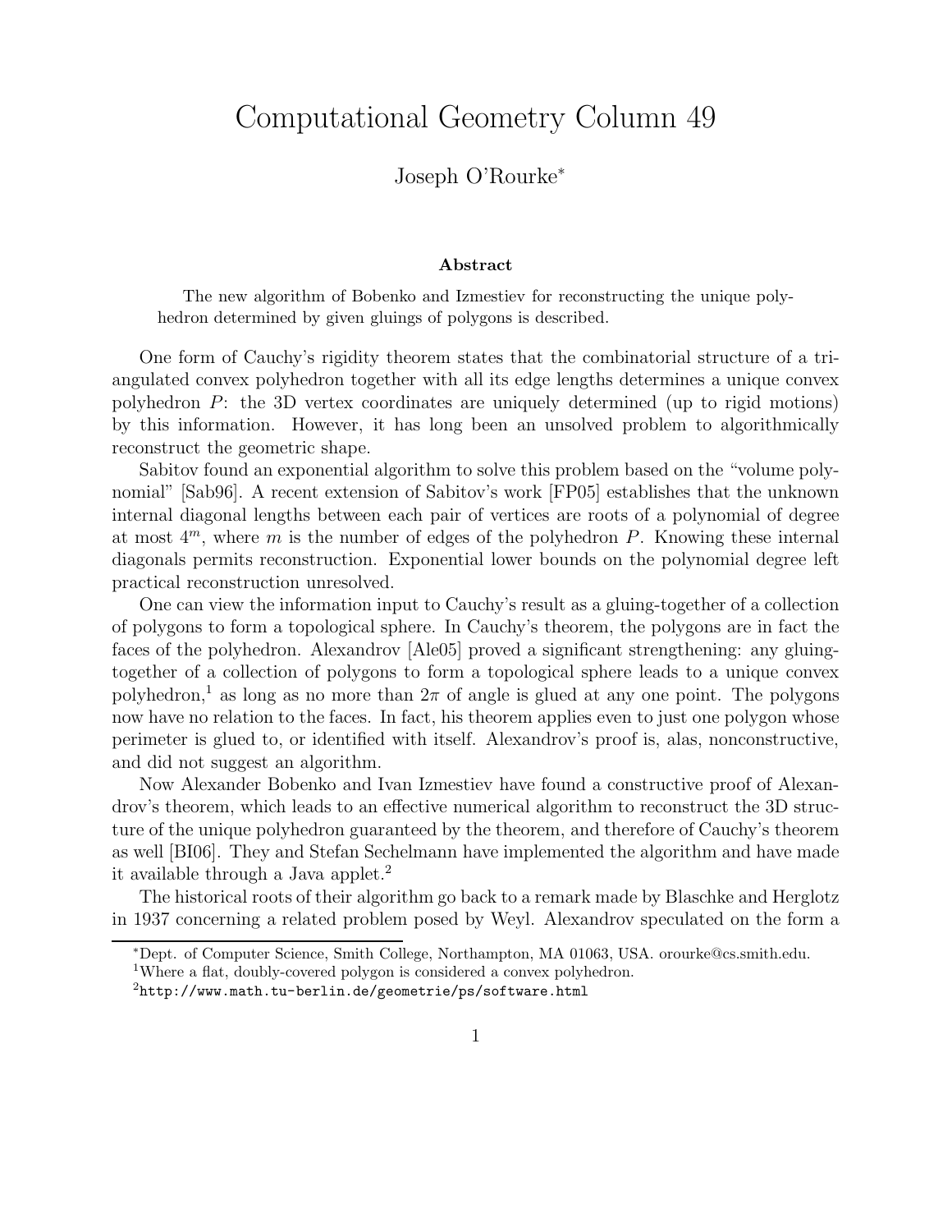# Computational Geometry Column 49

Joseph O'Rourke*

### Abstract

The new algorithm of Bobenko and Izmestiev for reconstructing the unique polyhedron determined by given gluings of polygons is described.

One form of Cauchy's rigidity theorem states that the combinatorial structure of a triangulated convex polyhedron together with all its edge lengths determines a unique convex polyhedron $P$: the 3D vertex coordinates are uniquely determined (up to rigid motions) by this information. However, it has long been an unsolved problem to algorithmically reconstruct the geometric shape.

Sabitov found an exponential algorithm to solve this problem based on the "volume polynomial" [Sab96]. A recent extension of Sabitov's work [FP05] establishes that the unknown internal diagonal lengths between each pair of vertices are roots of a polynomial of degree at most $4^m$, where $m$ is the number of edges of the polyhedron $P$. Knowing these internal diagonals permits reconstruction. Exponential lower bounds on the polynomial degree left practical reconstruction unresolved.

One can view the information input to Cauchy's result as a gluing-together of a collection of polygons to form a topological sphere. In Cauchy's theorem, the polygons are in fact the faces of the polyhedron. Alexandrov [Ale05] proved a significant strengthening: any gluing-together of a collection of polygons to form a topological sphere leads to a unique convex polyhedron,[1] as long as no more than $2\pi$ of angle is glued at any one point. The polygons now have no relation to the faces. In fact, his theorem applies even to just one polygon whose perimeter is glued to, or identified with itself. Alexandrov's proof is, alas, nonconstructive, and did not suggest an algorithm.

Now Alexander Bobenko and Ivan Izmestiev have found a constructive proof of Alexandrov's theorem, which leads to an effective numerical algorithm to reconstruct the 3D structure of the unique polyhedron guaranteed by the theorem, and therefore of Cauchy's theorem as well [BI06]. They and Stefan Sechelmann have implemented the algorithm and have made it available through a Java applet.[2]

The historical roots of their algorithm go back to a remark made by Blaschke and Herglotz in 1937 concerning a related problem posed by Weyl. Alexandrov speculated on the form a

*Dept. of Computer Science, Smith College, Northampton, MA 01063, USA. orourke@cs.smith.edu.

[1] Where a flat, doubly-covered polygon is considered a convex polyhedron.

[2] `http://www.math.tu-berlin.de/geometrie/ps/software.html`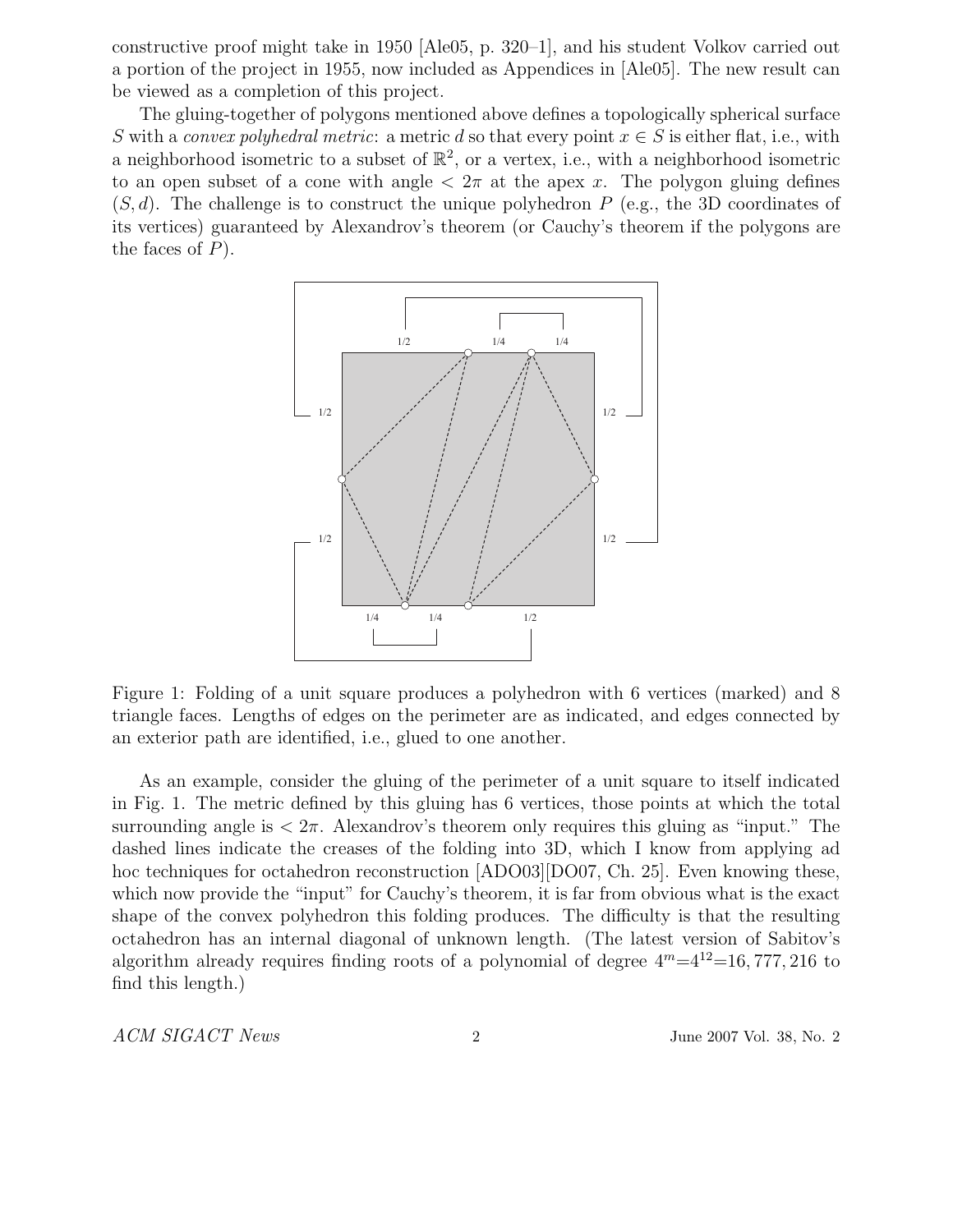constructive proof might take in 1950 [Ale05, p. 320–1], and his student Volkov carried out a portion of the project in 1955, now included as Appendices in [Ale05]. The new result can be viewed as a completion of this project.

The gluing-together of polygons mentioned above defines a topologically spherical surface $S$ with a *convex polyhedral metric*: a metric $d$ so that every point $x \in S$ is either flat, i.e., with a neighborhood isometric to a subset of $\mathbb{R}^2$, or a vertex, i.e., with a neighborhood isometric to an open subset of a cone with angle $< 2\pi$ at the apex $x$. The polygon gluing defines $(S, d)$. The challenge is to construct the unique polyhedron $P$ (e.g., the 3D coordinates of its vertices) guaranteed by Alexandrov's theorem (or Cauchy's theorem if the polygons are the faces of $P$).

Figure 1: Folding of a unit square produces a polyhedron with 6 vertices (marked) and 8 triangle faces. Lengths of edges on the perimeter are as indicated, and edges connected by an exterior path are identified, i.e., glued to one another.

As an example, consider the gluing of the perimeter of a unit square to itself indicated in Fig. 1. The metric defined by this gluing has 6 vertices, those points at which the total surrounding angle is $< 2\pi$. Alexandrov's theorem only requires this gluing as "input." The dashed lines indicate the creases of the folding into 3D, which I know from applying ad hoc techniques for octahedron reconstruction [ADO03][DO07, Ch. 25]. Even knowing these, which now provide the "input" for Cauchy's theorem, it is far from obvious what is the exact shape of the convex polyhedron this folding produces. The difficulty is that the resulting octahedron has an internal diagonal of unknown length. (The latest version of Sabitov's algorithm already requires finding roots of a polynomial of degree $4^m = 4^{12} = 16,777,216$ to find this length.)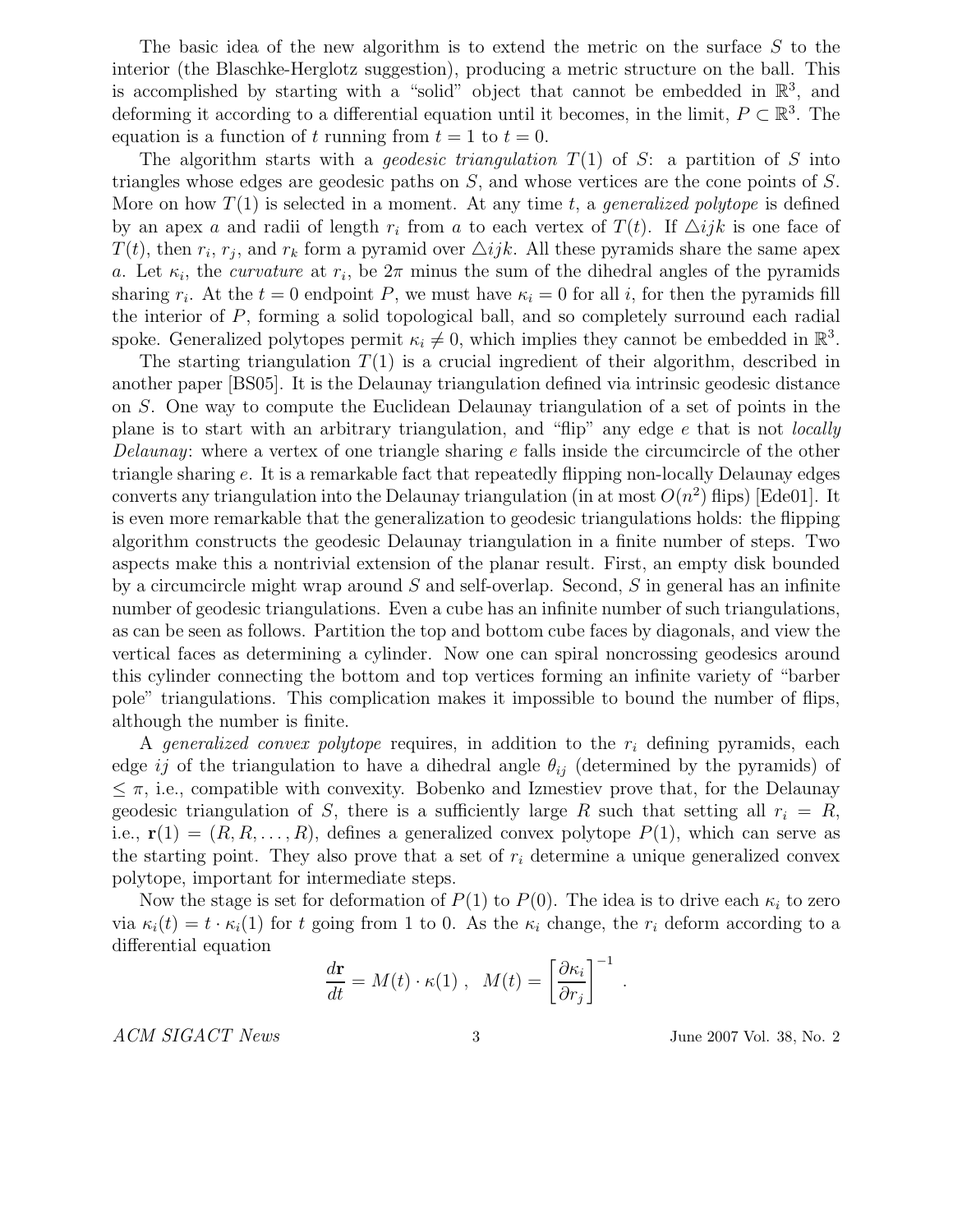The basic idea of the new algorithm is to extend the metric on the surface $S$ to the interior (the Blaschke-Herglotz suggestion), producing a metric structure on the ball. This is accomplished by starting with a "solid" object that cannot be embedded in $\mathbb{R}^3$, and deforming it according to a differential equation until it becomes, in the limit, $P \subset \mathbb{R}^3$. The equation is a function of $t$ running from $t = 1$ to $t = 0$.

The algorithm starts with a *geodesic triangulation* $T(1)$ of $S$: a partition of $S$ into triangles whose edges are geodesic paths on $S$, and whose vertices are the cone points of $S$. More on how $T(1)$ is selected in a moment. At any time $t$, a *generalized polytope* is defined by an apex $a$ and radii of length $r_i$ from $a$ to each vertex of $T(t)$. If $\triangle ijk$ is one face of $T(t)$, then $r_i$, $r_j$, and $r_k$ form a pyramid over $\triangle ijk$. All these pyramids share the same apex $a$. Let $\kappa_i$, the *curvature* at $r_i$, be $2\pi$ minus the sum of the dihedral angles of the pyramids sharing $r_i$. At the $t = 0$ endpoint $P$, we must have $\kappa_i = 0$ for all $i$, for then the pyramids fill the interior of $P$, forming a solid topological ball, and so completely surround each radial spoke. Generalized polytopes permit $\kappa_i \neq 0$, which implies they cannot be embedded in $\mathbb{R}^3$.

The starting triangulation $T(1)$ is a crucial ingredient of their algorithm, described in another paper [BS05]. It is the Delaunay triangulation defined via intrinsic geodesic distance on $S$. One way to compute the Euclidean Delaunay triangulation of a set of points in the plane is to start with an arbitrary triangulation, and "flip" any edge $e$ that is not *locally Delaunay*: where a vertex of one triangle sharing $e$ falls inside the circumcircle of the other triangle sharing $e$. It is a remarkable fact that repeatedly flipping non-locally Delaunay edges converts any triangulation into the Delaunay triangulation (in at most $O(n^2)$ flips) [Ede01]. It is even more remarkable that the generalization to geodesic triangulations holds: the flipping algorithm constructs the geodesic Delaunay triangulation in a finite number of steps. Two aspects make this a nontrivial extension of the planar result. First, an empty disk bounded by a circumcircle might wrap around $S$ and self-overlap. Second, $S$ in general has an infinite number of geodesic triangulations. Even a cube has an infinite number of such triangulations, as can be seen as follows. Partition the top and bottom cube faces by diagonals, and view the vertical faces as determining a cylinder. Now one can spiral noncrossing geodesics around this cylinder connecting the bottom and top vertices forming an infinite variety of "barber pole" triangulations. This complication makes it impossible to bound the number of flips, although the number is finite.

A *generalized convex polytope* requires, in addition to the $r_i$ defining pyramids, each edge $ij$ of the triangulation to have a dihedral angle $\theta_{ij}$ (determined by the pyramids) of $\leq \pi$, i.e., compatible with convexity. Bobenko and Izmestiev prove that, for the Delaunay geodesic triangulation of $S$, there is a sufficiently large $R$ such that setting all $r_i = R$, i.e., $\mathbf{r}(1) = (R, R, \ldots, R)$, defines a generalized convex polytope $P(1)$, which can serve as the starting point. They also prove that a set of $r_i$ determine a unique generalized convex polytope, important for intermediate steps.

Now the stage is set for deformation of $P(1)$ to $P(0)$. The idea is to drive each $\kappa_i$ to zero via $\kappa_i(t) = t \cdot \kappa_i(1)$ for $t$ going from 1 to 0. As the $\kappa_i$ change, the $r_i$ deform according to a differential equation

$$\frac{d\mathbf{r}}{dt} = M(t) \cdot \kappa(1) \; , \quad M(t) = \left[ \frac{\partial \kappa_i}{\partial r_j} \right]^{-1} \; .$$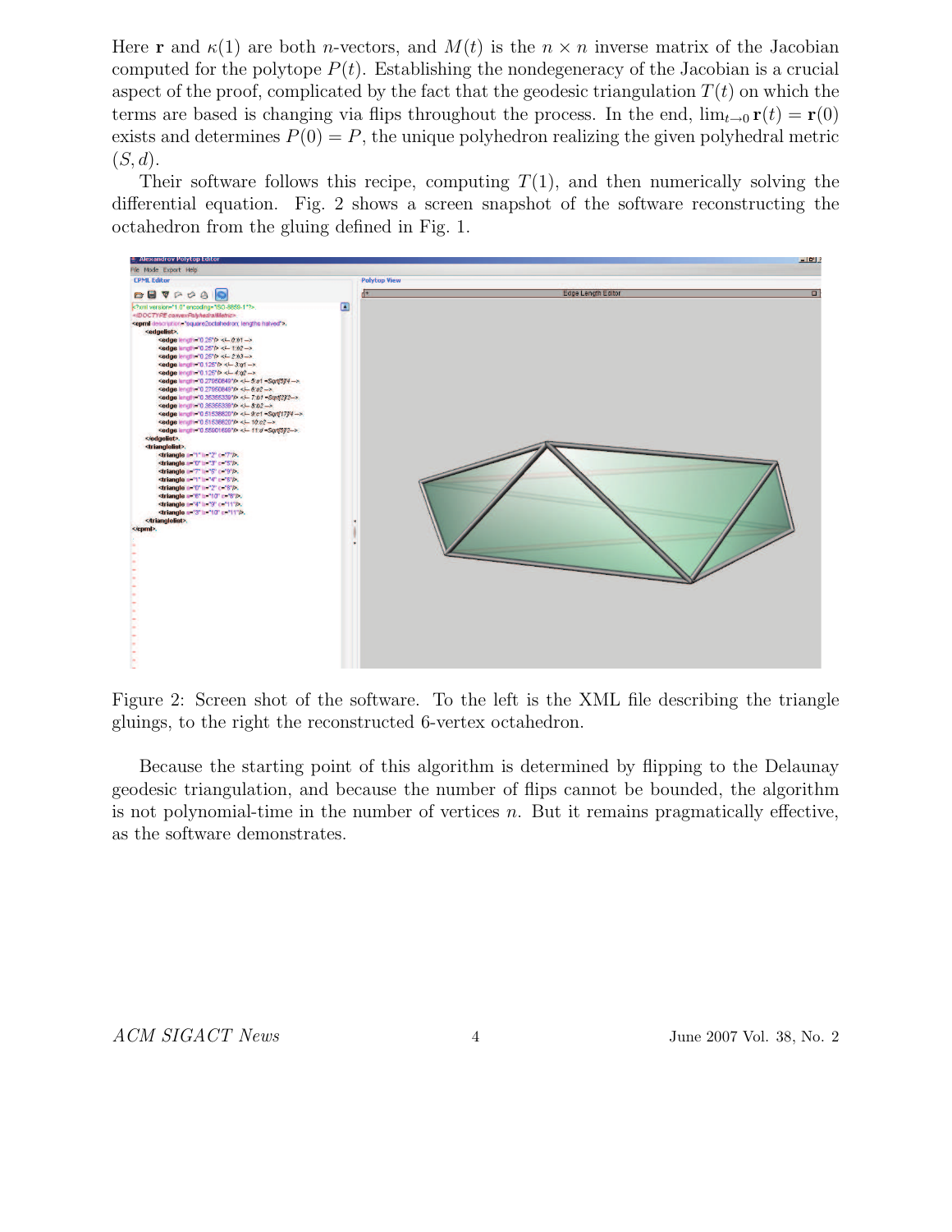Here $\mathbf{r}$ and $\kappa(1)$ are both $n$-vectors, and $M(t)$ is the $n \times n$ inverse matrix of the Jacobian computed for the polytope $P(t)$. Establishing the nondegeneracy of the Jacobian is a crucial aspect of the proof, complicated by the fact that the geodesic triangulation $T(t)$ on which the terms are based is changing via flips throughout the process. In the end, $\lim_{t \to 0} \mathbf{r}(t) = \mathbf{r}(0)$ exists and determines $P(0) = P$, the unique polyhedron realizing the given polyhedral metric $(S, d)$.

Their software follows this recipe, computing $T(1)$, and then numerically solving the differential equation. Fig. 2 shows a screen snapshot of the software reconstructing the octahedron from the gluing defined in Fig. 1.

Figure 2: Screen shot of the software. To the left is the XML file describing the triangle gluings, to the right the reconstructed 6-vertex octahedron.

Because the starting point of this algorithm is determined by flipping to the Delaunay geodesic triangulation, and because the number of flips cannot be bounded, the algorithm is not polynomial-time in the number of vertices $n$. But it remains pragmatically effective, as the software demonstrates.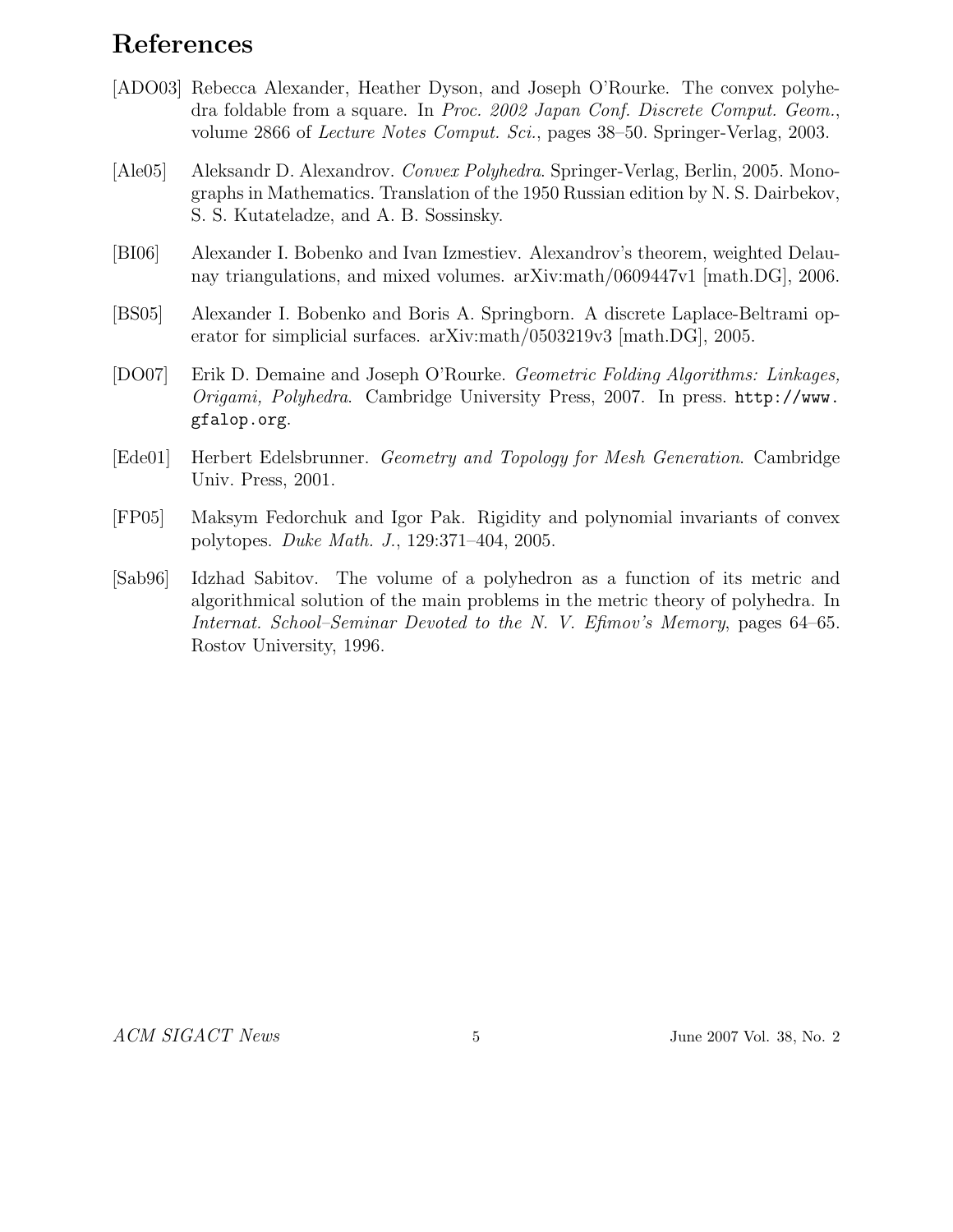# References

[ADO03] Rebecca Alexander, Heather Dyson, and Joseph O'Rourke. The convex polyhedra foldable from a square. In *Proc. 2002 Japan Conf. Discrete Comput. Geom.*, volume 2866 of *Lecture Notes Comput. Sci.*, pages 38–50. Springer-Verlag, 2003.

[Ale05] Aleksandr D. Alexandrov. *Convex Polyhedra*. Springer-Verlag, Berlin, 2005. Monographs in Mathematics. Translation of the 1950 Russian edition by N. S. Dairbekov, S. S. Kutateladze, and A. B. Sossinsky.

[BI06] Alexander I. Bobenko and Ivan Izmestiev. Alexandrov's theorem, weighted Delaunay triangulations, and mixed volumes. arXiv:math/0609447v1 [math.DG], 2006.

[BS05] Alexander I. Bobenko and Boris A. Springborn. A discrete Laplace-Beltrami operator for simplicial surfaces. arXiv:math/0503219v3 [math.DG], 2005.

[DO07] Erik D. Demaine and Joseph O'Rourke. *Geometric Folding Algorithms: Linkages, Origami, Polyhedra*. Cambridge University Press, 2007. In press. `http://www.gfalop.org`.

[Ede01] Herbert Edelsbrunner. *Geometry and Topology for Mesh Generation*. Cambridge Univ. Press, 2001.

[FP05] Maksym Fedorchuk and Igor Pak. Rigidity and polynomial invariants of convex polytopes. *Duke Math. J.*, 129:371–404, 2005.

[Sab96] Idzhad Sabitov. The volume of a polyhedron as a function of its metric and algorithmical solution of the main problems in the metric theory of polyhedra. In *Internat. School–Seminar Devoted to the N. V. Efimov's Memory*, pages 64–65. Rostov University, 1996.